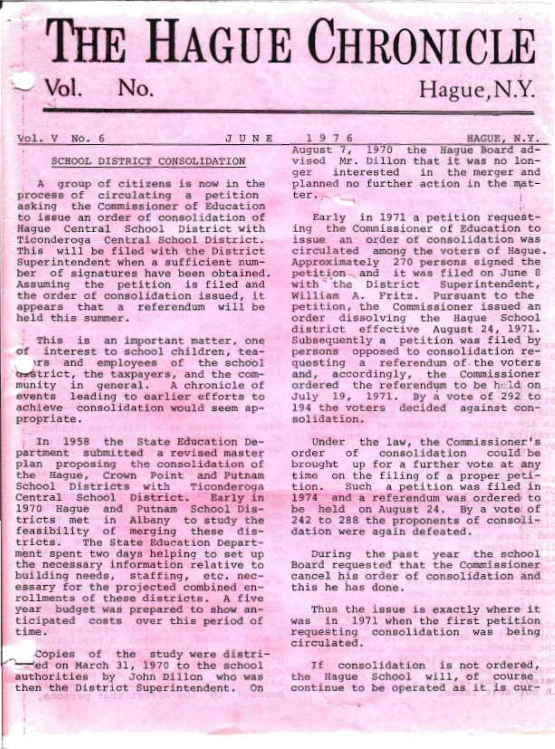# THE HAGUE CHRONICLE

Vol. V No. 6 JUNE 1976 HAGUE, N.Y.

## SCHOOL DISTRICT CONSOLIDATION

A group of citizens is now in the process of circulating a petition asking the Commissioner of Education to issue an order of consolidation of Hague Central School District with Ticonderoga Central School District. This will be filed with the District Superintendent when a sufficient number of signatures have been obtained. Assuming the petition is filed and the order of consolidation issued, it appears that a referendum will be held this summer.

This is an important matter, one of interest to school children, teachers and employees of the school district, the taxpayers, and the community in general. A chronicle of events leading to earlier efforts to achieve consolidation would seem appropriate.

In 1958 the State Education Department submitted a revised master plan proposing the consolidation of the Hague, Crown Point and Putnam School Districts with Ticonderoga Central School District. Early in 1970 Hague and Putnam School Districts met in Albany to study the feasibility of merging these districts. The State Education Department spent two days helping to set up the necessary information relative to building needs, staffing, etc. necessary for the projected combined enrollments of these districts. A five year budget was prepared to show anticipated costs over this period of time.

Copies of the study were distributed on March 31, 1970 to the school authorities by John Dillon who was then the District Superintendent. On August 7, 1970 the Hague Board advised Mr. Dillon that it was no longer interested in the merger and planned no further action in the matter.

Early in 1971 a petition requesting the Commissioner of Education to issue an order of consolidation was circulated among the voters of Hague. Approximately 270 persons signed the petition and it was filed on June 8 with the District Superintendent, William A. Fritz. Pursuant to the petition, the Commissioner issued an order dissolving the Hague School district effective August 24, 1971. Subsequently a petition was filed by persons opposed to consolidation requesting a referendum of the voters and, accordingly, the Commissioner ordered the referendum to be held on July 19, 1971. By a vote of 292 to 194 the voters decided against consolidation.

Under the law, the Commissioner's order of consolidation could be brought up for a further vote at any time on the filing of a proper petition. Such a petition was filed in 1974 and a referendum was ordered to be held on August 24. By a vote of 242 to 288 the proponents of consolidation were again defeated.

During the past year the school Board requested that the Commissioner cancel his order of consolidation and this he has done.

Thus the issue is exactly where it was in 1971 when the first petition requesting consolidation was being circulated.

If consolidation is not ordered, the Hague School will, of course continue to be operated as it is cur-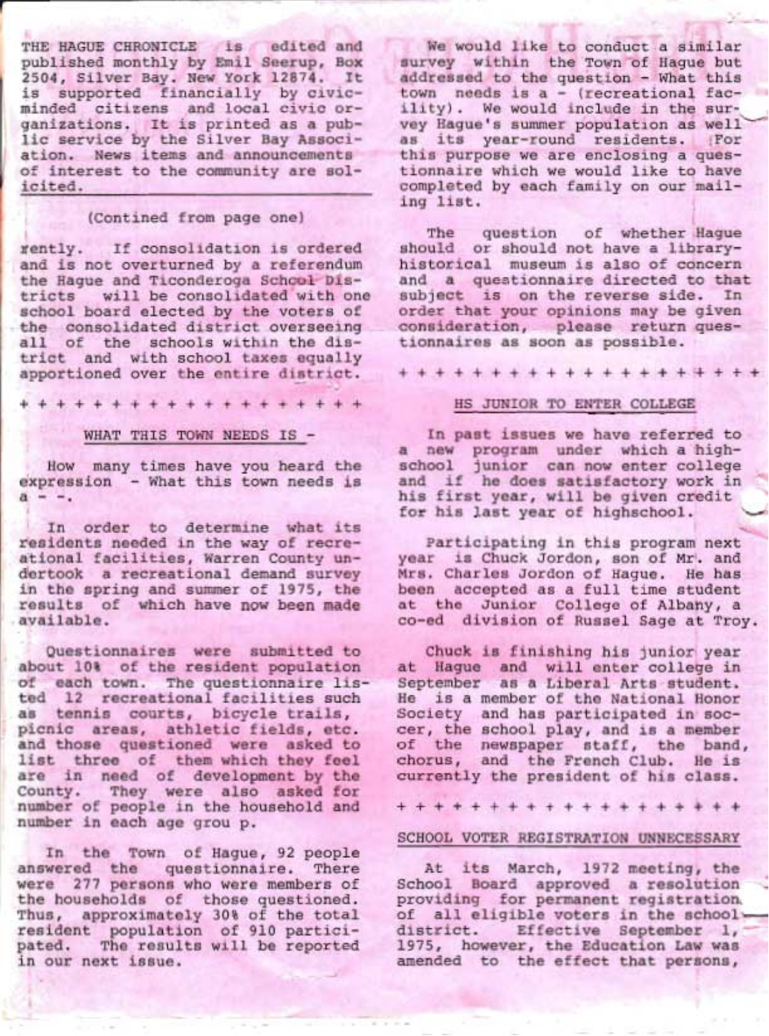THE HAGUE CHRONICLE is edited and published monthly by Emil Seerup, Box 2504, Silver Bay. New York 12874. It is supported financially by civic-minded citizens and local civic organizations. It is printed as a public service by the Silver Bay Association. News items and announcements of interest to the community are solicited.

(Contined from page one)

rently. If consolidation is ordered and is not overturned by a referendum the Hague and Ticonderoga School Districts will be consolidated with one school board elected by the voters of the consolidated district overseeing all of the schools within the district and with school taxes equally apportioned over the entire district.

+ + + + + + + + + + + + + + + + + + + +

## WHAT THIS TOWN NEEDS IS -

How many times have you heard the expression - What this town needs is a - -.

In order to determine what its residents needed in the way of recreational facilities, Warren County undertook a recreational demand survey in the spring and summer of 1975, the results of which have now been made available.

Questionnaires were submitted to about 10% of the resident population of each town. The questionnaire listed 12 recreational facilities such as tennis courts, bicycle trails, picnic areas, athletic fields, etc. and those questioned were asked to list three of them which they feel are in need of development by the County. They were also asked for number of people in the household and number in each age grou p.

In the Town of Hague, 92 people answered the questionnaire. There were 277 persons who were members of the households of those questioned. Thus, approximately 30% of the total resident population of 910 participated. The results will be reported in our next issue.

We would like to conduct a similar survey within the Town of Hague but addressed to the question - What this town needs is a - (recreational facility). We would include in the survey Hague's summer population as well as its year-round residents. For this purpose we are enclosing a questionnaire which we would like to have completed by each family on our mailing list.

The question of whether Hague should or should not have a library-historical museum is also of concern and a questionnaire directed to that subject is on the reverse side. In order that your opinions may be given consideration, please return questionnaires as soon as possible.

+ + + + + + + + + + + + + + + + + + + +

## HS JUNIOR TO ENTER COLLEGE

In past issues we have referred to a new program under which a highschool junior can now enter college and if he does satisfactory work in his first year, will be given credit for his last year of highschool.

Participating in this program next year is Chuck Jordon, son of Mr. and Mrs. Charles Jordon of Hague. He has been accepted as a full time student at the Junior College of Albany, a co-ed division of Russel Sage at Troy.

Chuck is finishing his junior year at Hague and will enter college in September as a Liberal Arts student. He is a member of the National Honor Society and has participated in soccer, the school play, and is a member of the newspaper staff, the band, chorus, and the French Club. He is currently the president of his class.

+ + + + + + + + + + + + + + + + + + + +

## SCHOOL VOTER REGISTRATION UNNECESSARY

At its March, 1972 meeting, the School Board approved a resolution providing for permanent registration of all eligible voters in the school district. Effective September 1, 1975, however, the Education Law was amended to the effect that persons,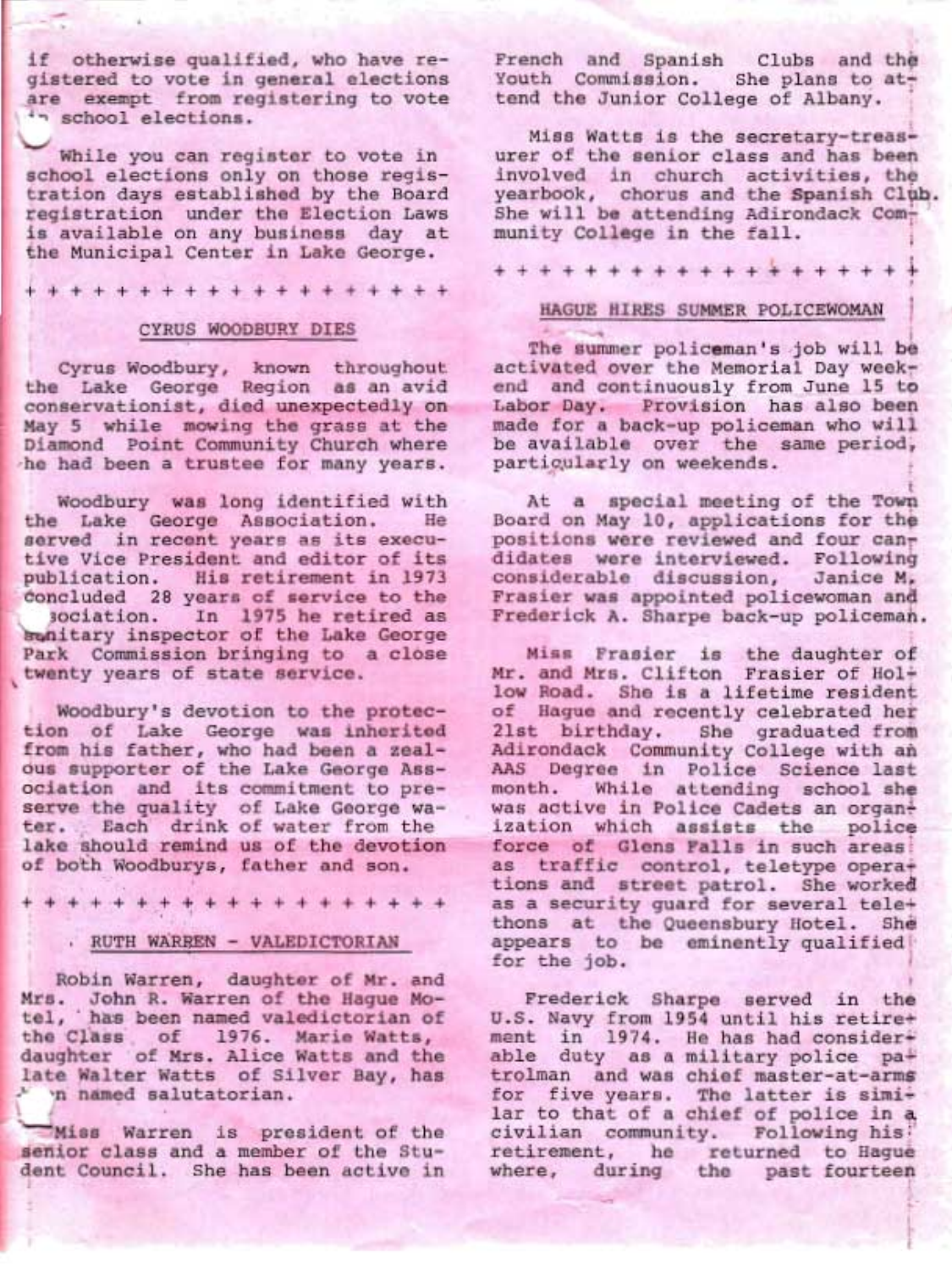if otherwise qualified, who have registered to vote in general elections are exempt from registering to vote in school elections.

While you can register to vote in school elections only on those registration days established by the Board registration under the Election Laws is available on any business day at the Municipal Center in Lake George.

\+ + + + + + + + + + + + + + + + + + + +

## CYRUS WOODBURY DIES

Cyrus Woodbury, known throughout the Lake George Region as an avid conservationist, died unexpectedly on May 5 while mowing the grass at the Diamond Point Community Church where he had been a trustee for many years.

Woodbury was long identified with the Lake George Association. He served in recent years as its executive Vice President and editor of its publication. His retirement in 1973 concluded 28 years of service to the Association. In 1975 he retired as sanitary inspector of the Lake George Park Commission bringing to a close twenty years of state service.

Woodbury's devotion to the protection of Lake George was inherited from his father, who had been a zealous supporter of the Lake George Association and its commitment to preserve the quality of Lake George water. Each drink of water from the lake should remind us of the devotion of both Woodburys, father and son.

\+ + + + + + + + + + + + + + + + + + + +

## RUTH WARREN - VALEDICTORIAN

Robin Warren, daughter of Mr. and Mrs. John R. Warren of the Hague Motel, has been named valedictorian of the Class of 1976. Marie Watts, daughter of Mrs. Alice Watts and the late Walter Watts of Silver Bay, has been named salutatorian.

Miss Warren is president of the senior class and a member of the Student Council. She has been active in French and Spanish Clubs and the Youth Commission. She plans to attend the Junior College of Albany.

Miss Watts is the secretary-treasurer of the senior class and has been involved in church activities, the yearbook, chorus and the Spanish Club. She will be attending Adirondack Community College in the fall.

\+ + + + + + + + + + + + + + + + + + + +

## HAGUE HIRES SUMMER POLICEWOMAN

The summer policeman's job will be activated over the Memorial Day weekend and continuously from June 15 to Labor Day. Provision has also been made for a back-up policeman who will be available over the same period, particularly on weekends.

At a special meeting of the Town Board on May 10, applications for the positions were reviewed and four candidates were interviewed. Following considerable discussion, Janice M. Frasier was appointed policewoman and Frederick A. Sharpe back-up policeman.

Miss Frasier is the daughter of Mr. and Mrs. Clifton Frasier of Hollow Road. She is a lifetime resident of Hague and recently celebrated her 21st birthday. She graduated from Adirondack Community College with an AAS Degree in Police Science last month. While attending school she was active in Police Cadets an organization which assists the police force of Glens Falls in such areas as traffic control, teletype operations and street patrol. She worked as a security guard for several telethons at the Queensbury Hotel. She appears to be eminently qualified for the job.

Frederick Sharpe served in the U.S. Navy from 1954 until his retirement in 1974. He has had considerable duty as a military police patrolman and was chief master-at-arms for five years. The latter is similar to that of a chief of police in a civilian community. Following his retirement, he returned to Hague where, during the past fourteen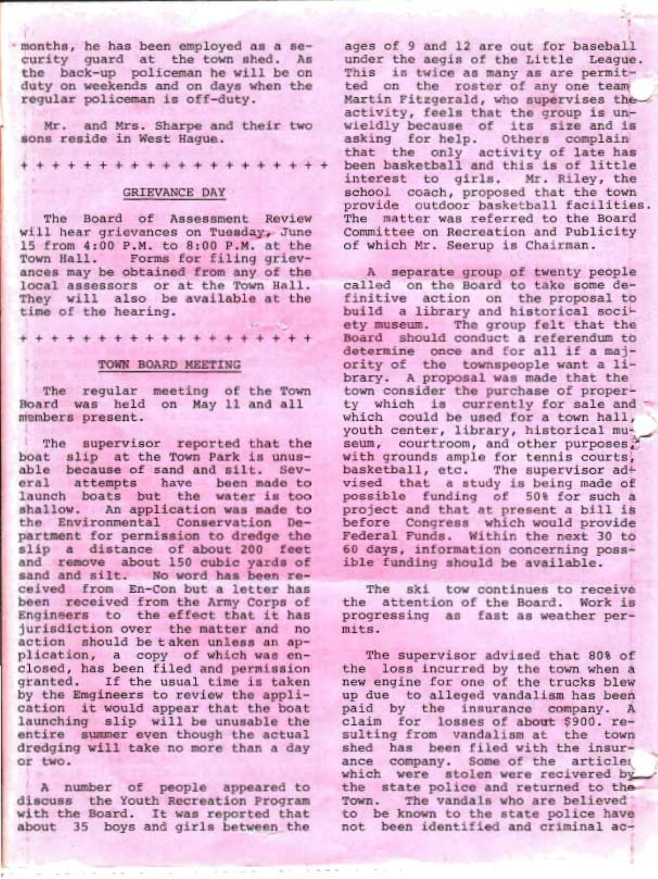months, he has been employed as a security guard at the town shed. As the back-up policeman he will be on duty on weekends and on days when the regular policeman is off-duty.

Mr. and Mrs. Sharpe and their two sons reside in West Hague.

+ + + + + + + + + + + + + + + + + + + + +

## GRIEVANCE DAY

The Board of Assessment Review will hear grievances on Tuesday, June 15 from 4:00 P.M. to 8:00 P.M. at the Town Hall. Forms for filing grievances may be obtained from any of the local assessors or at the Town Hall. They will also be available at the time of the hearing.

+ + + + + + + + + + + + + + + + + + + +

## TOWN BOARD MEETING

The regular meeting of the Town Board was held on May 11 and all members present.

The supervisor reported that the boat slip at the Town Park is unusable because of sand and silt. Several attempts have been made to launch boats but the water is too shallow. An application was made to the Environmental Conservation Department for permission to dredge the slip a distance of about 200 feet and remove about 150 cubic yards of sand and silt. No word has been received from En-Con but a letter has been received from the Army Corps of Engineers to the effect that it has jurisdiction over the matter and no action should be taken unless an application, a copy of which was enclosed, has been filed and permission granted. If the usual time is taken by the Emgineers to review the application it would appear that the boat launching slip will be unusable the entire summer even though the actual dredging will take no more than a day or two.

A number of people appeared to discuss the Youth Recreation Program with the Board. It was reported that about 35 boys and girls between the ages of 9 and 12 are out for baseball under the aegis of the Little League. This is twice as many as are permitted on the roster of any one team. Martin Fitzgerald, who supervises the activity, feels that the group is unwieldly because of its size and is asking for help. Others complain that the only activity of late has been basketball and this is of little interest to girls. Mr. Riley, the school coach, proposed that the town provide outdoor basketball facilities. The matter was referred to the Board Committee on Recreation and Publicity of which Mr. Seerup is Chairman.

A separate group of twenty people called on the Board to take some definitive action on the proposal to build a library and historical society museum. The group felt that the Board should conduct a referendum to determine once and for all if a majority of the townspeople want a library. A proposal was made that the town consider the purchase of property which is currently for sale and which could be used for a town hall, youth center, library, historical museum, courtroom, and other purposes, with grounds ample for tennis courts, basketball, etc. The supervisor advised that a study is being made of possible funding of 50% for such a project and that at present a bill is before Congress which would provide Federal Funds. Within the next 30 to 60 days, information concerning possible funding should be available.

The ski tow continues to receive the attention of the Board. Work is progressing as fast as weather permits.

The supervisor advised that 80% of the loss incurred by the town when a new engine for one of the trucks blew up due to alleged vandalism has been paid by the insurance company. A claim for losses of about $900. resulting from vandalism at the town shed has been filed with the insurance company. Some of the articles which were stolen were recivered by the state police and returned to the Town. The vandals who are believed to be known to the state police have not been identified and criminal ac-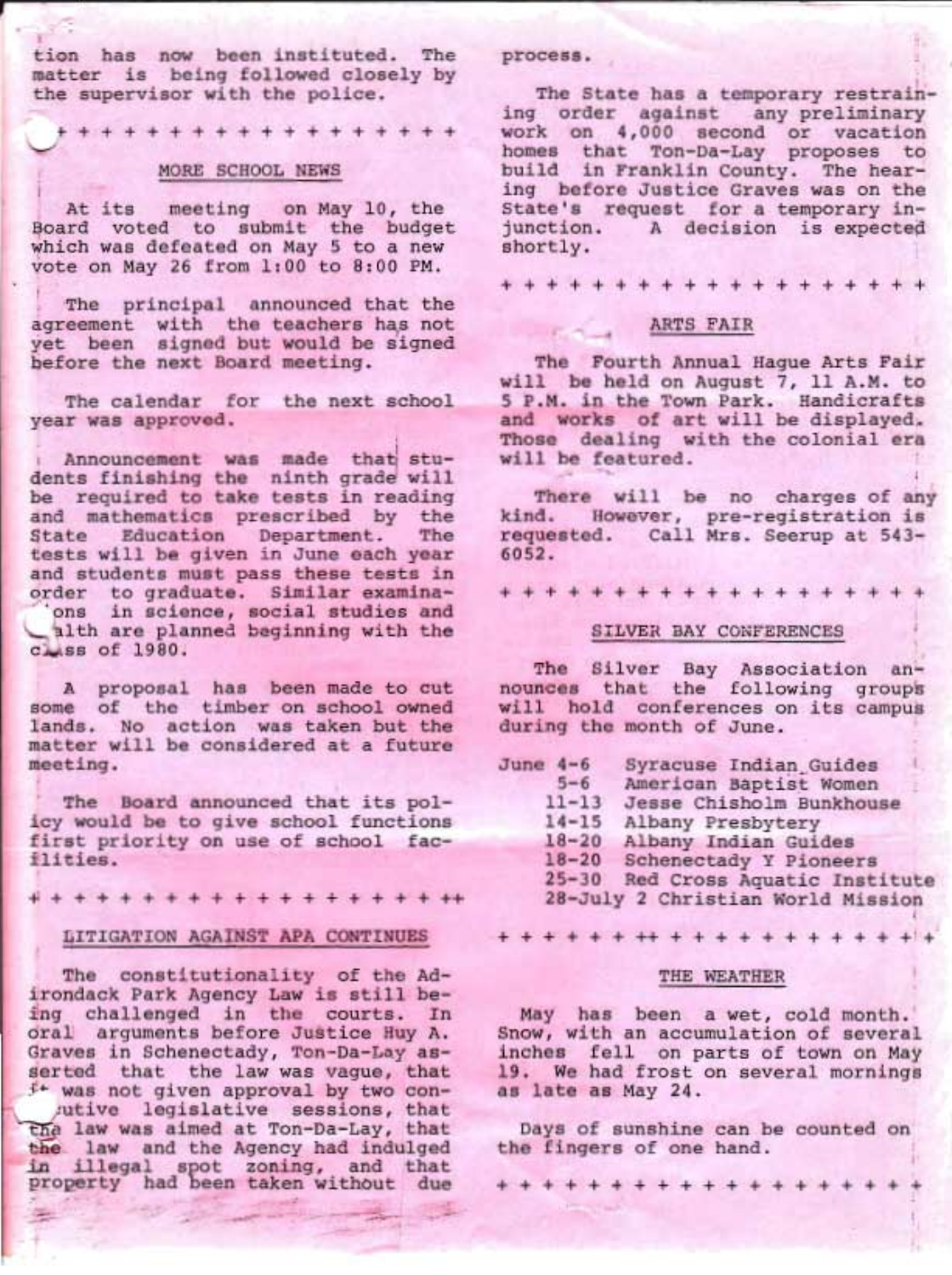tion has now been instituted. The matter is being followed closely by the supervisor with the police.

+ + + + + + + + + + + + + + + + + +

## MORE SCHOOL NEWS

At its meeting on May 10, the Board voted to submit the budget which was defeated on May 5 to a new vote on May 26 from 1:00 to 8:00 PM.

The principal announced that the agreement with the teachers has not yet been signed but would be signed before the next Board meeting.

The calendar for the next school year was approved.

Announcement was made that students finishing the ninth grade will be required to take tests in reading and mathematics prescribed by the State Education Department. The tests will be given in June each year and students must pass these tests in order to graduate. Similar examinations in science, social studies and health are planned beginning with the class of 1980.

A proposal has been made to cut some of the timber on school owned lands. No action was taken but the matter will be considered at a future meeting.

The Board announced that its policy would be to give school functions first priority on use of school facilities.

+ + + + + + + + + + + + + + + + + + + + ++

## LITIGATION AGAINST APA CONTINUES

The constitutionality of the Adirondack Park Agency Law is still being challenged in the courts. In oral arguments before Justice Huy A. Graves in Schenectady, Ton-Da-Lay asserted that the law was vague, that it was not given approval by two consecutive legislative sessions, that the law was aimed at Ton-Da-Lay, that the law and the Agency had indulged in illegal spot zoning, and that property had been taken without due process.

The State has a temporary restraining order against any preliminary work on 4,000 second or vacation homes that Ton-Da-Lay proposes to build in Franklin County. The hearing before Justice Graves was on the State's request for a temporary injunction. A decision is expected shortly.

+ + + + + + + + + + + + + + + + + + + + +

## ARTS FAIR

The Fourth Annual Hague Arts Fair will be held on August 7, 11 A.M. to 5 P.M. in the Town Park. Handicrafts and works of art will be displayed. Those dealing with the colonial era will be featured.

There will be no charges of any kind. However, pre-registration is requested. Call Mrs. Seerup at 543-6052.

+ + + + + + + + + + + + + + + + + + + + +

## SILVER BAY CONFERENCES

The Silver Bay Association announces that the following groups will hold conferences on its campus during the month of June.

- June 4-6 Syracuse Indian Guides
- 5-6 American Baptist Women
- 11-13 Jesse Chisholm Bunkhouse
- 14-15 Albany Presbytery
- 18-20 Albany Indian Guides
- 18-20 Schenectady Y Pioneers
- 25-30 Red Cross Aquatic Institute
- 28-July 2 Christian World Mission

+ + + + + + ++ + + + + + + + + + + + + +

## THE WEATHER

May has been a wet, cold month. Snow, with an accumulation of several inches fell on parts of town on May 19. We had frost on several mornings as late as May 24.

Days of sunshine can be counted on the fingers of one hand.

+ + + + + + + + + + + + + + + + + + + + +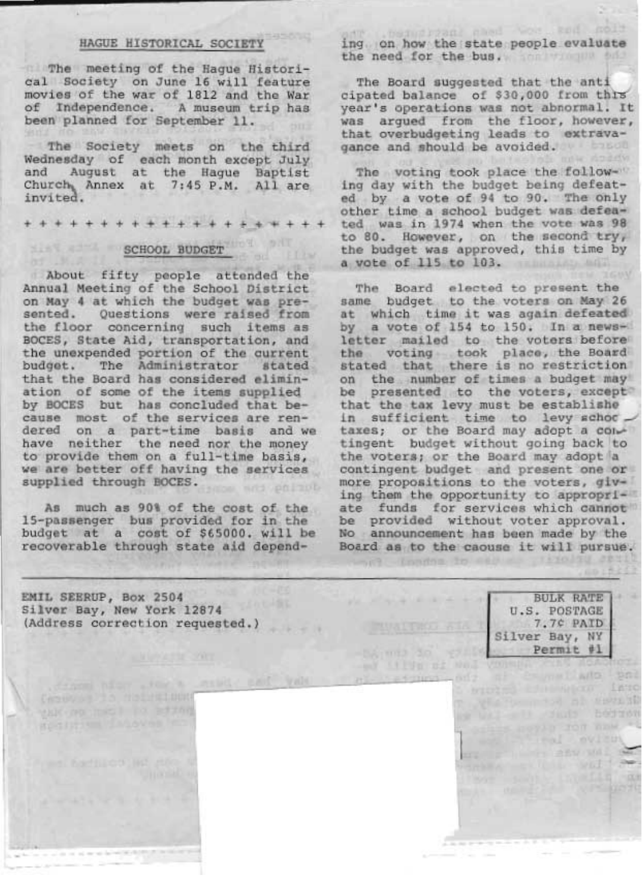## HAGUE HISTORICAL SOCIETY

The meeting of the Hague Historical Society on June 16 will feature movies of the war of 1812 and the War of Independence. A museum trip has been planned for September 11.

The Society meets on the third Wednesday of each month except July and August at the Hague Baptist Church Annex at 7:45 P.M. All are invited.

+ + + + + + + + + + + + + + + + + + + + +

## SCHOOL BUDGET

About fifty people attended the Annual Meeting of the School District on May 4 at which the budget was presented. Questions were raised from the floor concerning such items as BOCES, State Aid, transportation, and the unexpended portion of the current budget. The Administrator stated that the Board has considered elimination of some of the items supplied by BOCES but has concluded that because most of the services are rendered on a part-time basis and we have neither the need nor the money to provide them on a full-time basis, we are better off having the services supplied through BOCES.

As much as 90% of the cost of the 15-passenger bus provided for in the budget at a cost of $65000. will be recoverable through state aid depending on how the state people evaluate the need for the bus.

The Board suggested that the anticipated balance of $30,000 from this year's operations was not abnormal. It was argued from the floor, however, that overbudgeting leads to extravagance and should be avoided.

The voting took place the following day with the budget being defeated by a vote of 94 to 90. The only other time a school budget was defeated was in 1974 when the vote was 98 to 80. However, on the second try, the budget was approved, this time by a vote of 115 to 103.

The Board elected to present the same budget to the voters on May 26 at which time it was again defeated by a vote of 154 to 150. In a newsletter mailed to the voters before the voting took place, the Board stated that there is no restriction on the number of times a budget may be presented to the voters, except that the tax levy must be established in sufficient time to levy school taxes; or the Board may adopt a contingent budget without going back to the voters; or the Board may adopt a contingent budget and present one or more propositions to the voters, giving them the opportunity to appropriate funds for services which cannot be provided without voter approval. No announcement has been made by the Board as to the caouse it will pursue.

EMIL SEERUP, Box 2504
Silver Bay, New York 12874
(Address correction requested.)

BULK RATE
U.S. POSTAGE
7.7¢ PAID
Silver Bay, NY
Permit #1